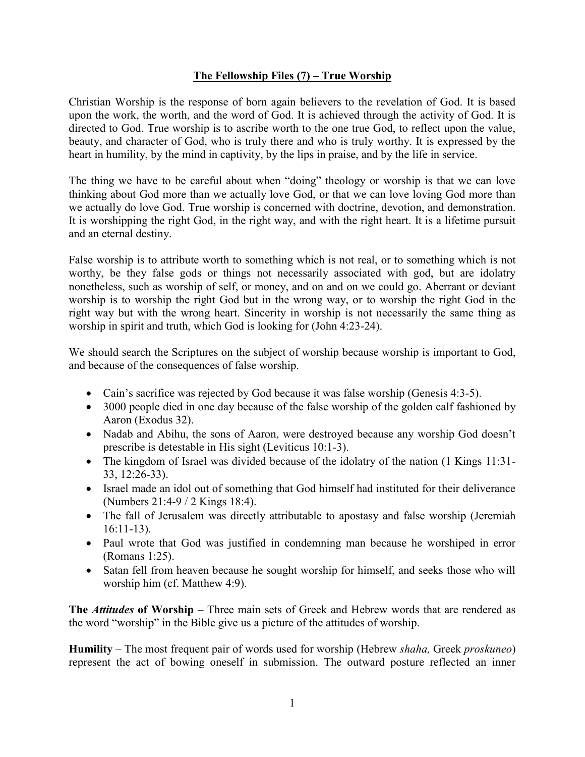# The Fellowship Files (7) – True Worship

Christian Worship is the response of born again believers to the revelation of God. It is based upon the work, the worth, and the word of God. It is achieved through the activity of God. It is directed to God. True worship is to ascribe worth to the one true God, to reflect upon the value, beauty, and character of God, who is truly there and who is truly worthy. It is expressed by the heart in humility, by the mind in captivity, by the lips in praise, and by the life in service.

The thing we have to be careful about when "doing" theology or worship is that we can love thinking about God more than we actually love God, or that we can love loving God more than we actually do love God. True worship is concerned with doctrine, devotion, and demonstration. It is worshipping the right God, in the right way, and with the right heart. It is a lifetime pursuit and an eternal destiny.

False worship is to attribute worth to something which is not real, or to something which is not worthy, be they false gods or things not necessarily associated with god, but are idolatry nonetheless, such as worship of self, or money, and on and on we could go. Aberrant or deviant worship is to worship the right God but in the wrong way, or to worship the right God in the right way but with the wrong heart. Sincerity in worship is not necessarily the same thing as worship in spirit and truth, which God is looking for (John 4:23-24).

We should search the Scriptures on the subject of worship because worship is important to God, and because of the consequences of false worship.

- Cain's sacrifice was rejected by God because it was false worship (Genesis 4:3-5).
- 3000 people died in one day because of the false worship of the golden calf fashioned by Aaron (Exodus 32).
- Nadab and Abihu, the sons of Aaron, were destroyed because any worship God doesn't prescribe is detestable in His sight (Leviticus 10:1-3).
- The kingdom of Israel was divided because of the idolatry of the nation (1 Kings 11:31-33, 12:26-33).
- Israel made an idol out of something that God himself had instituted for their deliverance (Numbers 21:4-9 / 2 Kings 18:4).
- The fall of Jerusalem was directly attributable to apostasy and false worship (Jeremiah 16:11-13).
- Paul wrote that God was justified in condemning man because he worshiped in error (Romans 1:25).
- Satan fell from heaven because he sought worship for himself, and seeks those who will worship him (cf. Matthew 4:9).

**The *Attitudes* of Worship** – Three main sets of Greek and Hebrew words that are rendered as the word "worship" in the Bible give us a picture of the attitudes of worship.

**Humility** – The most frequent pair of words used for worship (Hebrew *shaha,* Greek *proskuneo*) represent the act of bowing oneself in submission. The outward posture reflected an inner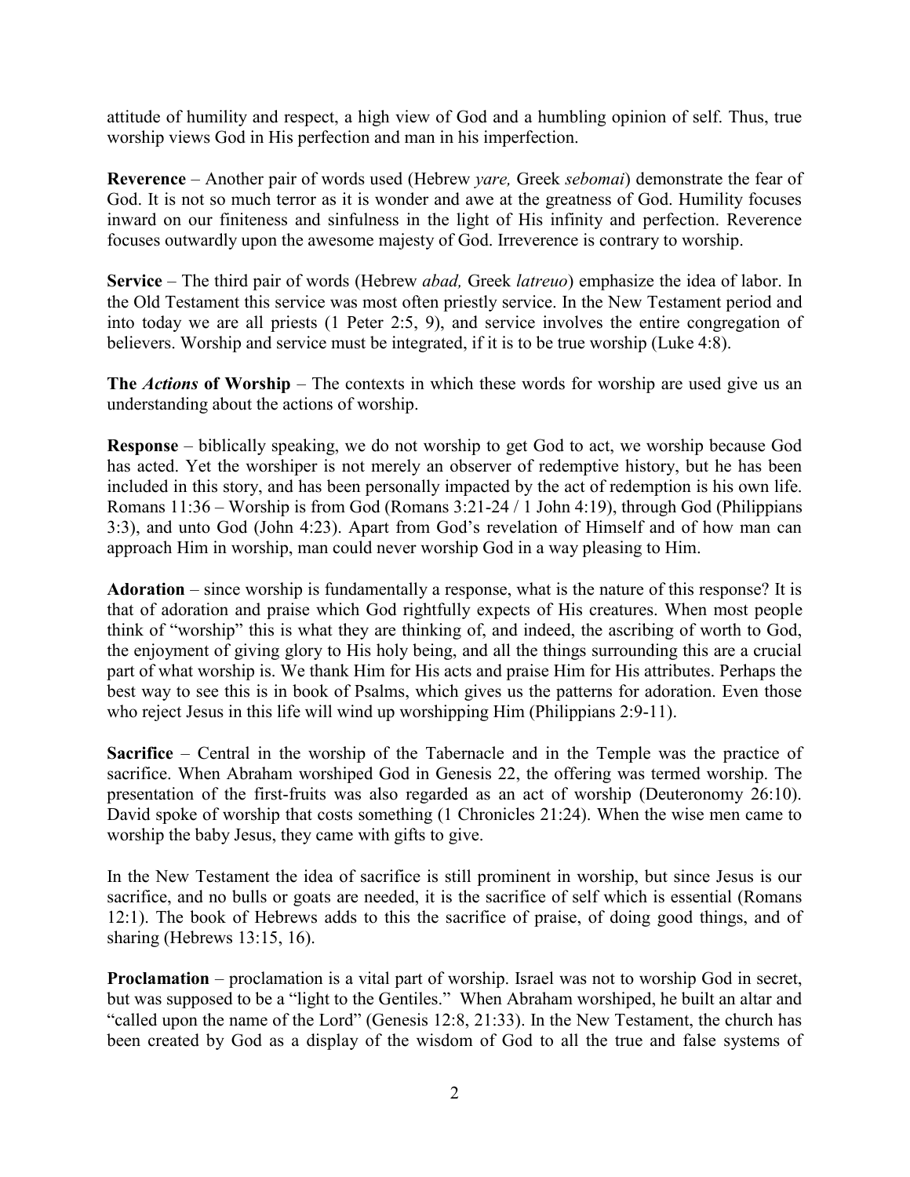attitude of humility and respect, a high view of God and a humbling opinion of self. Thus, true worship views God in His perfection and man in his imperfection.

**Reverence** – Another pair of words used (Hebrew *yare,* Greek *sebomai*) demonstrate the fear of God. It is not so much terror as it is wonder and awe at the greatness of God. Humility focuses inward on our finiteness and sinfulness in the light of His infinity and perfection. Reverence focuses outwardly upon the awesome majesty of God. Irreverence is contrary to worship.

**Service** – The third pair of words (Hebrew *abad,* Greek *latreuo*) emphasize the idea of labor. In the Old Testament this service was most often priestly service. In the New Testament period and into today we are all priests (1 Peter 2:5, 9), and service involves the entire congregation of believers. Worship and service must be integrated, if it is to be true worship (Luke 4:8).

**The *Actions* of Worship** – The contexts in which these words for worship are used give us an understanding about the actions of worship.

**Response** – biblically speaking, we do not worship to get God to act, we worship because God has acted. Yet the worshiper is not merely an observer of redemptive history, but he has been included in this story, and has been personally impacted by the act of redemption is his own life. Romans 11:36 – Worship is from God (Romans 3:21-24 / 1 John 4:19), through God (Philippians 3:3), and unto God (John 4:23). Apart from God's revelation of Himself and of how man can approach Him in worship, man could never worship God in a way pleasing to Him.

**Adoration** – since worship is fundamentally a response, what is the nature of this response? It is that of adoration and praise which God rightfully expects of His creatures. When most people think of "worship" this is what they are thinking of, and indeed, the ascribing of worth to God, the enjoyment of giving glory to His holy being, and all the things surrounding this are a crucial part of what worship is. We thank Him for His acts and praise Him for His attributes. Perhaps the best way to see this is in book of Psalms, which gives us the patterns for adoration. Even those who reject Jesus in this life will wind up worshipping Him (Philippians 2:9-11).

**Sacrifice** – Central in the worship of the Tabernacle and in the Temple was the practice of sacrifice. When Abraham worshiped God in Genesis 22, the offering was termed worship. The presentation of the first-fruits was also regarded as an act of worship (Deuteronomy 26:10). David spoke of worship that costs something (1 Chronicles 21:24). When the wise men came to worship the baby Jesus, they came with gifts to give.

In the New Testament the idea of sacrifice is still prominent in worship, but since Jesus is our sacrifice, and no bulls or goats are needed, it is the sacrifice of self which is essential (Romans 12:1). The book of Hebrews adds to this the sacrifice of praise, of doing good things, and of sharing (Hebrews 13:15, 16).

**Proclamation** – proclamation is a vital part of worship. Israel was not to worship God in secret, but was supposed to be a "light to the Gentiles." When Abraham worshiped, he built an altar and "called upon the name of the Lord" (Genesis 12:8, 21:33). In the New Testament, the church has been created by God as a display of the wisdom of God to all the true and false systems of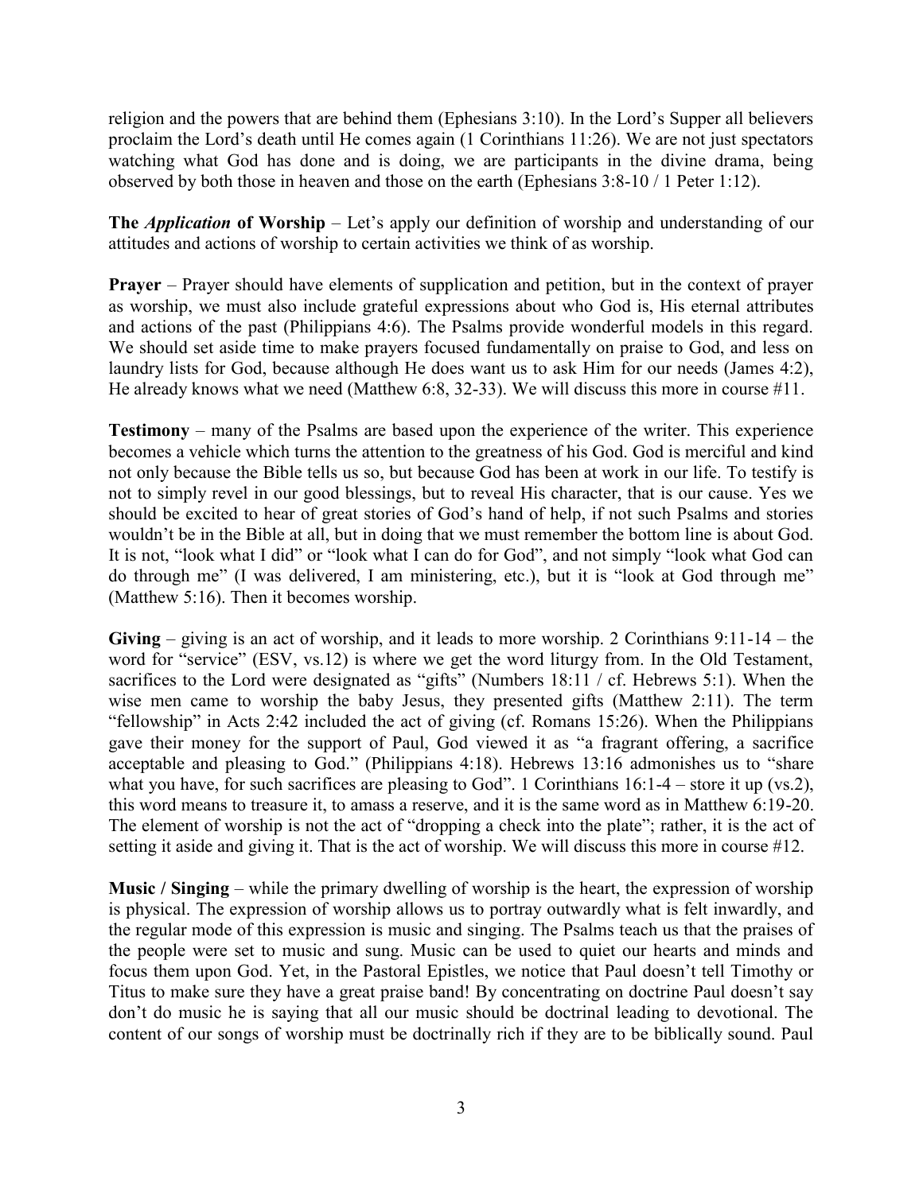religion and the powers that are behind them (Ephesians 3:10). In the Lord's Supper all believers proclaim the Lord's death until He comes again (1 Corinthians 11:26). We are not just spectators watching what God has done and is doing, we are participants in the divine drama, being observed by both those in heaven and those on the earth (Ephesians 3:8-10 / 1 Peter 1:12).

**The *Application* of Worship** – Let's apply our definition of worship and understanding of our attitudes and actions of worship to certain activities we think of as worship.

**Prayer** – Prayer should have elements of supplication and petition, but in the context of prayer as worship, we must also include grateful expressions about who God is, His eternal attributes and actions of the past (Philippians 4:6). The Psalms provide wonderful models in this regard. We should set aside time to make prayers focused fundamentally on praise to God, and less on laundry lists for God, because although He does want us to ask Him for our needs (James 4:2), He already knows what we need (Matthew 6:8, 32-33). We will discuss this more in course #11.

**Testimony** – many of the Psalms are based upon the experience of the writer. This experience becomes a vehicle which turns the attention to the greatness of his God. God is merciful and kind not only because the Bible tells us so, but because God has been at work in our life. To testify is not to simply revel in our good blessings, but to reveal His character, that is our cause. Yes we should be excited to hear of great stories of God's hand of help, if not such Psalms and stories wouldn't be in the Bible at all, but in doing that we must remember the bottom line is about God. It is not, "look what I did" or "look what I can do for God", and not simply "look what God can do through me" (I was delivered, I am ministering, etc.), but it is "look at God through me" (Matthew 5:16). Then it becomes worship.

**Giving** – giving is an act of worship, and it leads to more worship. 2 Corinthians 9:11-14 – the word for "service" (ESV, vs.12) is where we get the word liturgy from. In the Old Testament, sacrifices to the Lord were designated as "gifts" (Numbers 18:11 / cf. Hebrews 5:1). When the wise men came to worship the baby Jesus, they presented gifts (Matthew 2:11). The term "fellowship" in Acts 2:42 included the act of giving (cf. Romans 15:26). When the Philippians gave their money for the support of Paul, God viewed it as "a fragrant offering, a sacrifice acceptable and pleasing to God." (Philippians 4:18). Hebrews 13:16 admonishes us to "share what you have, for such sacrifices are pleasing to God". 1 Corinthians 16:1-4 – store it up (vs.2), this word means to treasure it, to amass a reserve, and it is the same word as in Matthew 6:19-20. The element of worship is not the act of "dropping a check into the plate"; rather, it is the act of setting it aside and giving it. That is the act of worship. We will discuss this more in course #12.

**Music / Singing** – while the primary dwelling of worship is the heart, the expression of worship is physical. The expression of worship allows us to portray outwardly what is felt inwardly, and the regular mode of this expression is music and singing. The Psalms teach us that the praises of the people were set to music and sung. Music can be used to quiet our hearts and minds and focus them upon God. Yet, in the Pastoral Epistles, we notice that Paul doesn't tell Timothy or Titus to make sure they have a great praise band! By concentrating on doctrine Paul doesn't say don't do music he is saying that all our music should be doctrinal leading to devotional. The content of our songs of worship must be doctrinally rich if they are to be biblically sound. Paul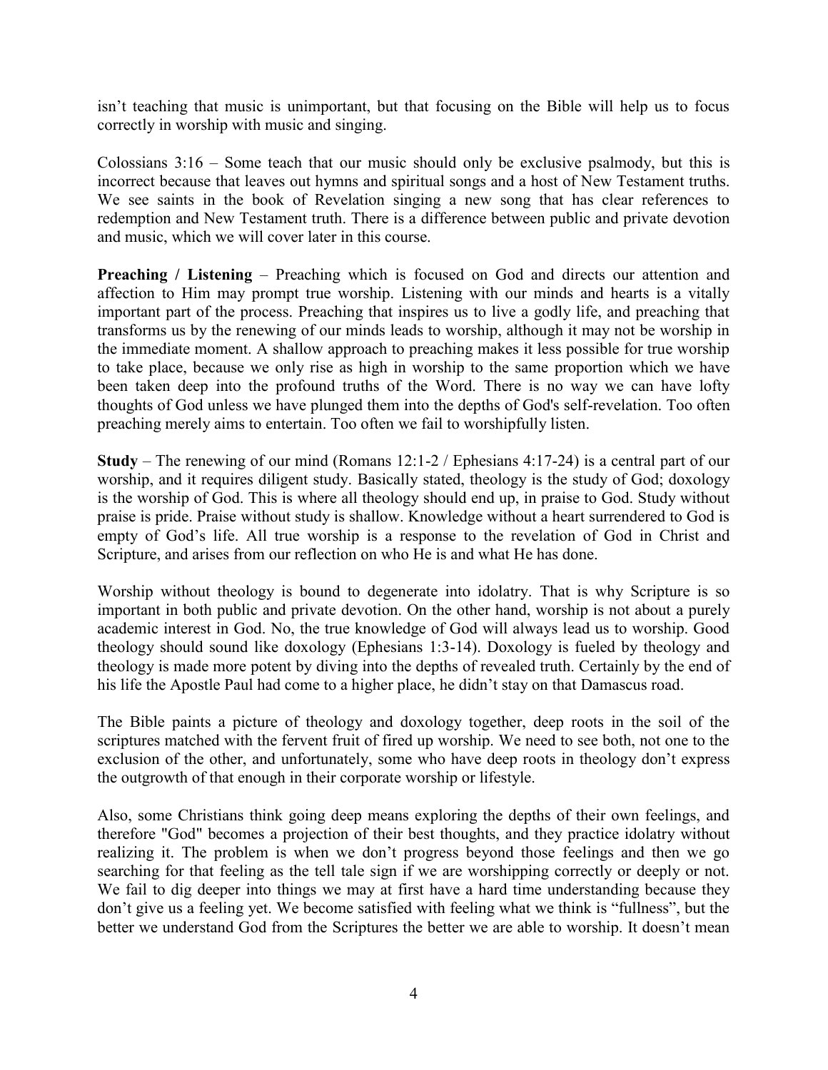isn't teaching that music is unimportant, but that focusing on the Bible will help us to focus correctly in worship with music and singing.

Colossians 3:16 – Some teach that our music should only be exclusive psalmody, but this is incorrect because that leaves out hymns and spiritual songs and a host of New Testament truths. We see saints in the book of Revelation singing a new song that has clear references to redemption and New Testament truth. There is a difference between public and private devotion and music, which we will cover later in this course.

**Preaching / Listening** – Preaching which is focused on God and directs our attention and affection to Him may prompt true worship. Listening with our minds and hearts is a vitally important part of the process. Preaching that inspires us to live a godly life, and preaching that transforms us by the renewing of our minds leads to worship, although it may not be worship in the immediate moment. A shallow approach to preaching makes it less possible for true worship to take place, because we only rise as high in worship to the same proportion which we have been taken deep into the profound truths of the Word. There is no way we can have lofty thoughts of God unless we have plunged them into the depths of God's self-revelation. Too often preaching merely aims to entertain. Too often we fail to worshipfully listen.

**Study** – The renewing of our mind (Romans 12:1-2 / Ephesians 4:17-24) is a central part of our worship, and it requires diligent study. Basically stated, theology is the study of God; doxology is the worship of God. This is where all theology should end up, in praise to God. Study without praise is pride. Praise without study is shallow. Knowledge without a heart surrendered to God is empty of God's life. All true worship is a response to the revelation of God in Christ and Scripture, and arises from our reflection on who He is and what He has done.

Worship without theology is bound to degenerate into idolatry. That is why Scripture is so important in both public and private devotion. On the other hand, worship is not about a purely academic interest in God. No, the true knowledge of God will always lead us to worship. Good theology should sound like doxology (Ephesians 1:3-14). Doxology is fueled by theology and theology is made more potent by diving into the depths of revealed truth. Certainly by the end of his life the Apostle Paul had come to a higher place, he didn't stay on that Damascus road.

The Bible paints a picture of theology and doxology together, deep roots in the soil of the scriptures matched with the fervent fruit of fired up worship. We need to see both, not one to the exclusion of the other, and unfortunately, some who have deep roots in theology don't express the outgrowth of that enough in their corporate worship or lifestyle.

Also, some Christians think going deep means exploring the depths of their own feelings, and therefore "God" becomes a projection of their best thoughts, and they practice idolatry without realizing it. The problem is when we don't progress beyond those feelings and then we go searching for that feeling as the tell tale sign if we are worshipping correctly or deeply or not. We fail to dig deeper into things we may at first have a hard time understanding because they don't give us a feeling yet. We become satisfied with feeling what we think is "fullness", but the better we understand God from the Scriptures the better we are able to worship. It doesn't mean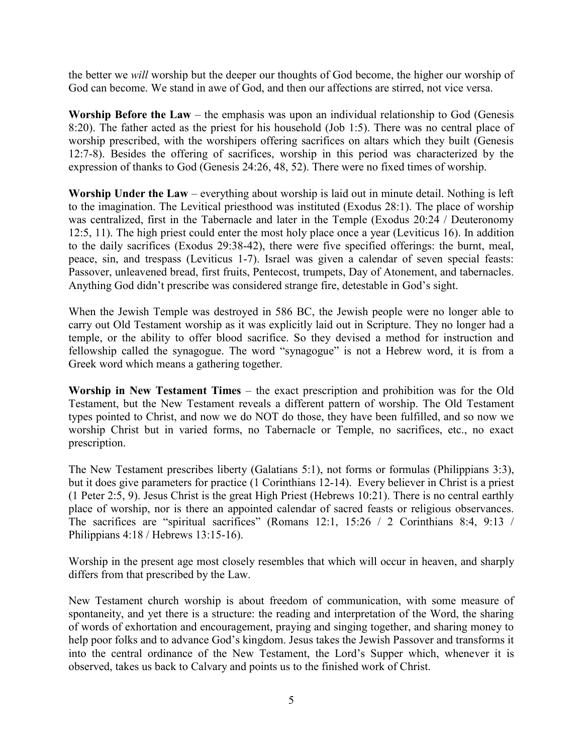the better we *will* worship but the deeper our thoughts of God become, the higher our worship of God can become. We stand in awe of God, and then our affections are stirred, not vice versa.

**Worship Before the Law** – the emphasis was upon an individual relationship to God (Genesis 8:20). The father acted as the priest for his household (Job 1:5). There was no central place of worship prescribed, with the worshipers offering sacrifices on altars which they built (Genesis 12:7-8). Besides the offering of sacrifices, worship in this period was characterized by the expression of thanks to God (Genesis 24:26, 48, 52). There were no fixed times of worship.

**Worship Under the Law** – everything about worship is laid out in minute detail. Nothing is left to the imagination. The Levitical priesthood was instituted (Exodus 28:1). The place of worship was centralized, first in the Tabernacle and later in the Temple (Exodus 20:24 / Deuteronomy 12:5, 11). The high priest could enter the most holy place once a year (Leviticus 16). In addition to the daily sacrifices (Exodus 29:38-42), there were five specified offerings: the burnt, meal, peace, sin, and trespass (Leviticus 1-7). Israel was given a calendar of seven special feasts: Passover, unleavened bread, first fruits, Pentecost, trumpets, Day of Atonement, and tabernacles. Anything God didn't prescribe was considered strange fire, detestable in God's sight.

When the Jewish Temple was destroyed in 586 BC, the Jewish people were no longer able to carry out Old Testament worship as it was explicitly laid out in Scripture. They no longer had a temple, or the ability to offer blood sacrifice. So they devised a method for instruction and fellowship called the synagogue. The word "synagogue" is not a Hebrew word, it is from a Greek word which means a gathering together.

**Worship in New Testament Times** – the exact prescription and prohibition was for the Old Testament, but the New Testament reveals a different pattern of worship. The Old Testament types pointed to Christ, and now we do NOT do those, they have been fulfilled, and so now we worship Christ but in varied forms, no Tabernacle or Temple, no sacrifices, etc., no exact prescription.

The New Testament prescribes liberty (Galatians 5:1), not forms or formulas (Philippians 3:3), but it does give parameters for practice (1 Corinthians 12-14). Every believer in Christ is a priest (1 Peter 2:5, 9). Jesus Christ is the great High Priest (Hebrews 10:21). There is no central earthly place of worship, nor is there an appointed calendar of sacred feasts or religious observances. The sacrifices are "spiritual sacrifices" (Romans 12:1, 15:26 / 2 Corinthians 8:4, 9:13 / Philippians 4:18 / Hebrews 13:15-16).

Worship in the present age most closely resembles that which will occur in heaven, and sharply differs from that prescribed by the Law.

New Testament church worship is about freedom of communication, with some measure of spontaneity, and yet there is a structure: the reading and interpretation of the Word, the sharing of words of exhortation and encouragement, praying and singing together, and sharing money to help poor folks and to advance God's kingdom. Jesus takes the Jewish Passover and transforms it into the central ordinance of the New Testament, the Lord's Supper which, whenever it is observed, takes us back to Calvary and points us to the finished work of Christ.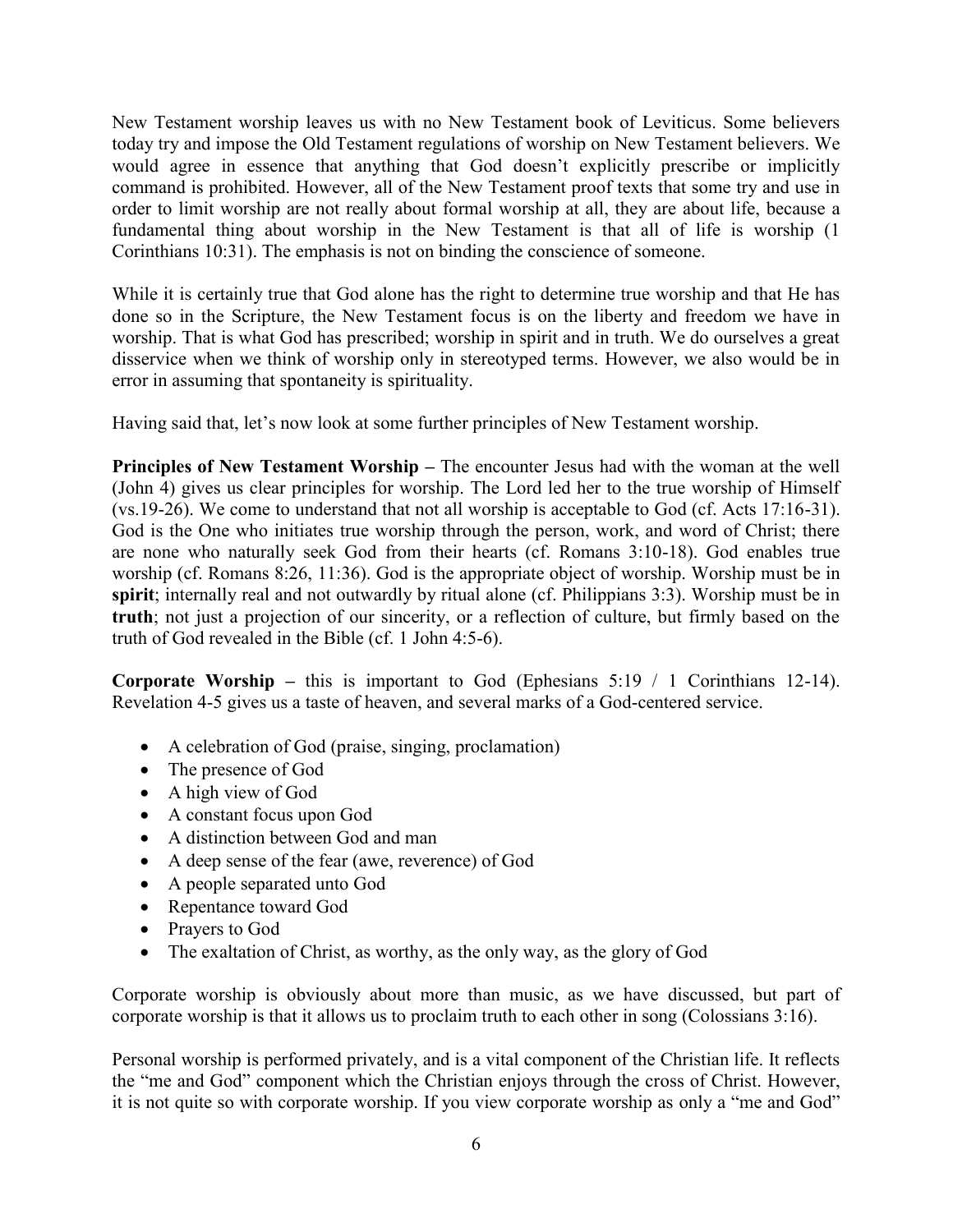New Testament worship leaves us with no New Testament book of Leviticus. Some believers today try and impose the Old Testament regulations of worship on New Testament believers. We would agree in essence that anything that God doesn't explicitly prescribe or implicitly command is prohibited. However, all of the New Testament proof texts that some try and use in order to limit worship are not really about formal worship at all, they are about life, because a fundamental thing about worship in the New Testament is that all of life is worship (1 Corinthians 10:31). The emphasis is not on binding the conscience of someone.

While it is certainly true that God alone has the right to determine true worship and that He has done so in the Scripture, the New Testament focus is on the liberty and freedom we have in worship. That is what God has prescribed; worship in spirit and in truth. We do ourselves a great disservice when we think of worship only in stereotyped terms. However, we also would be in error in assuming that spontaneity is spirituality.

Having said that, let's now look at some further principles of New Testament worship.

**Principles of New Testament Worship –** The encounter Jesus had with the woman at the well (John 4) gives us clear principles for worship. The Lord led her to the true worship of Himself (vs.19-26). We come to understand that not all worship is acceptable to God (cf. Acts 17:16-31). God is the One who initiates true worship through the person, work, and word of Christ; there are none who naturally seek God from their hearts (cf. Romans 3:10-18). God enables true worship (cf. Romans 8:26, 11:36). God is the appropriate object of worship. Worship must be in **spirit**; internally real and not outwardly by ritual alone (cf. Philippians 3:3). Worship must be in **truth**; not just a projection of our sincerity, or a reflection of culture, but firmly based on the truth of God revealed in the Bible (cf. 1 John 4:5-6).

**Corporate Worship –** this is important to God (Ephesians 5:19 / 1 Corinthians 12-14). Revelation 4-5 gives us a taste of heaven, and several marks of a God-centered service.

- A celebration of God (praise, singing, proclamation)
- The presence of God
- A high view of God
- A constant focus upon God
- A distinction between God and man
- A deep sense of the fear (awe, reverence) of God
- A people separated unto God
- Repentance toward God
- Prayers to God
- The exaltation of Christ, as worthy, as the only way, as the glory of God

Corporate worship is obviously about more than music, as we have discussed, but part of corporate worship is that it allows us to proclaim truth to each other in song (Colossians 3:16).

Personal worship is performed privately, and is a vital component of the Christian life. It reflects the "me and God" component which the Christian enjoys through the cross of Christ. However, it is not quite so with corporate worship. If you view corporate worship as only a "me and God"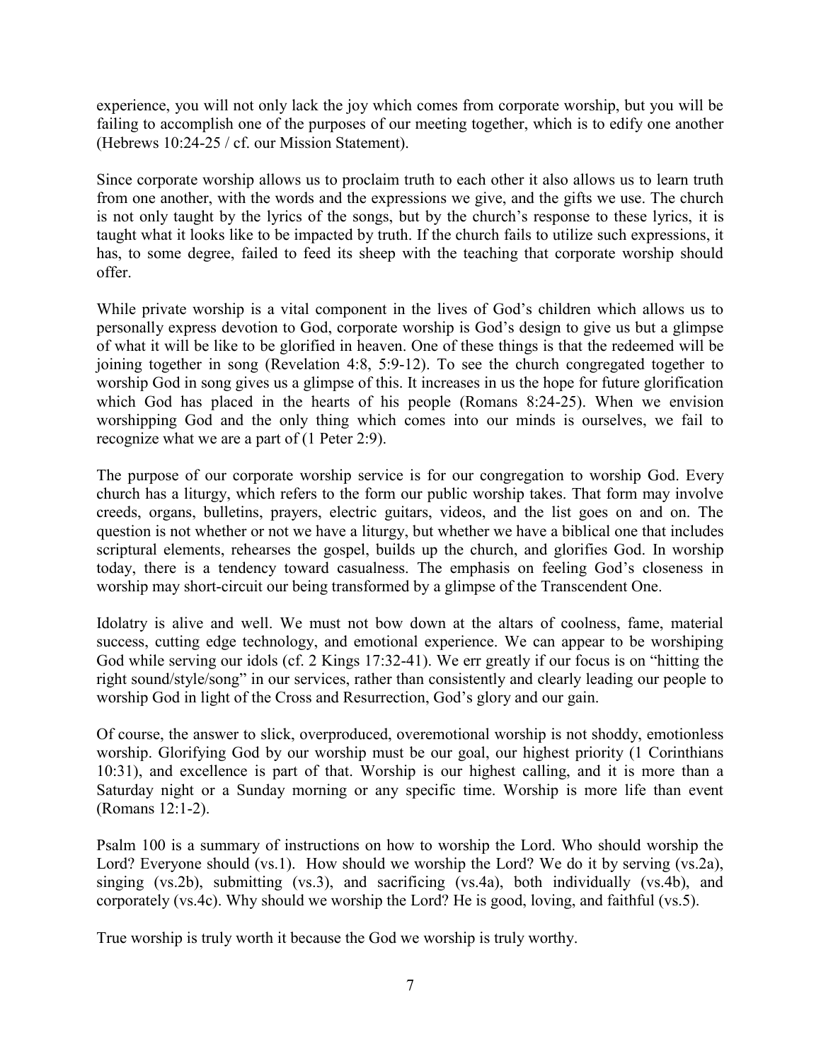experience, you will not only lack the joy which comes from corporate worship, but you will be failing to accomplish one of the purposes of our meeting together, which is to edify one another (Hebrews 10:24-25 / cf. our Mission Statement).

Since corporate worship allows us to proclaim truth to each other it also allows us to learn truth from one another, with the words and the expressions we give, and the gifts we use. The church is not only taught by the lyrics of the songs, but by the church's response to these lyrics, it is taught what it looks like to be impacted by truth. If the church fails to utilize such expressions, it has, to some degree, failed to feed its sheep with the teaching that corporate worship should offer.

While private worship is a vital component in the lives of God's children which allows us to personally express devotion to God, corporate worship is God's design to give us but a glimpse of what it will be like to be glorified in heaven. One of these things is that the redeemed will be joining together in song (Revelation 4:8, 5:9-12). To see the church congregated together to worship God in song gives us a glimpse of this. It increases in us the hope for future glorification which God has placed in the hearts of his people (Romans 8:24-25). When we envision worshipping God and the only thing which comes into our minds is ourselves, we fail to recognize what we are a part of (1 Peter 2:9).

The purpose of our corporate worship service is for our congregation to worship God. Every church has a liturgy, which refers to the form our public worship takes. That form may involve creeds, organs, bulletins, prayers, electric guitars, videos, and the list goes on and on. The question is not whether or not we have a liturgy, but whether we have a biblical one that includes scriptural elements, rehearses the gospel, builds up the church, and glorifies God. In worship today, there is a tendency toward casualness. The emphasis on feeling God's closeness in worship may short-circuit our being transformed by a glimpse of the Transcendent One.

Idolatry is alive and well. We must not bow down at the altars of coolness, fame, material success, cutting edge technology, and emotional experience. We can appear to be worshiping God while serving our idols (cf. 2 Kings 17:32-41). We err greatly if our focus is on "hitting the right sound/style/song" in our services, rather than consistently and clearly leading our people to worship God in light of the Cross and Resurrection, God's glory and our gain.

Of course, the answer to slick, overproduced, overemotional worship is not shoddy, emotionless worship. Glorifying God by our worship must be our goal, our highest priority (1 Corinthians 10:31), and excellence is part of that. Worship is our highest calling, and it is more than a Saturday night or a Sunday morning or any specific time. Worship is more life than event (Romans 12:1-2).

Psalm 100 is a summary of instructions on how to worship the Lord. Who should worship the Lord? Everyone should (vs.1). How should we worship the Lord? We do it by serving (vs.2a), singing (vs.2b), submitting (vs.3), and sacrificing (vs.4a), both individually (vs.4b), and corporately (vs.4c). Why should we worship the Lord? He is good, loving, and faithful (vs.5).

True worship is truly worth it because the God we worship is truly worthy.